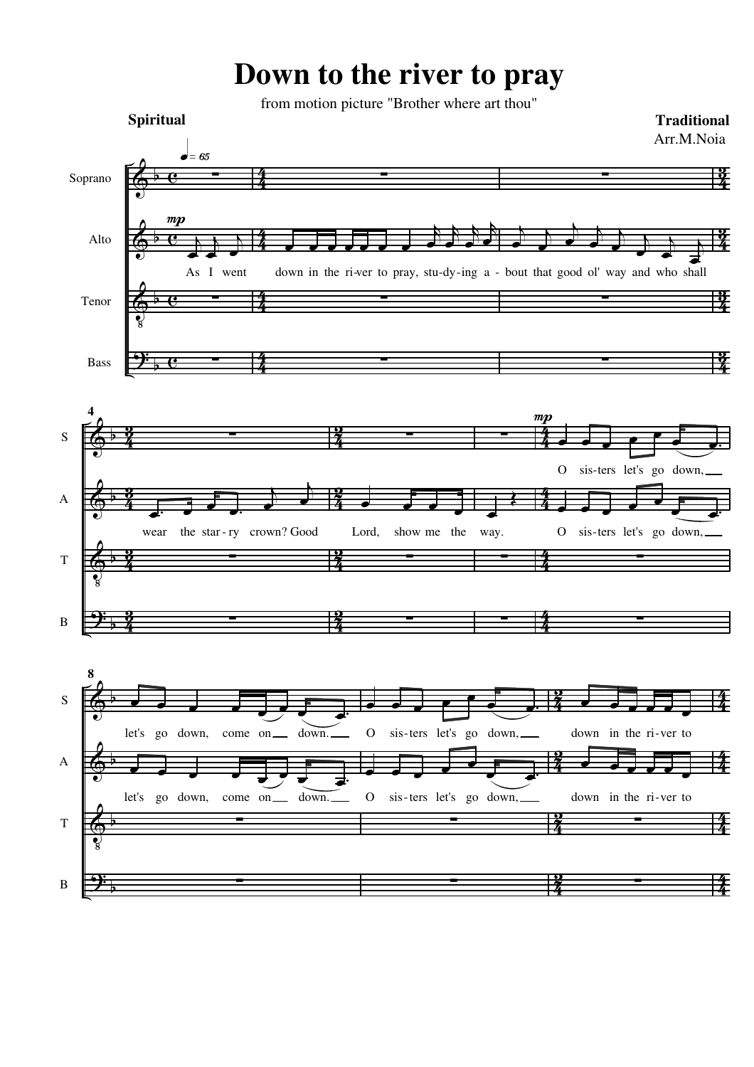# Down to the river to pray

from motion picture "Brother where art thou"

**Spiritual**

**Traditional**

Arr.M.Noia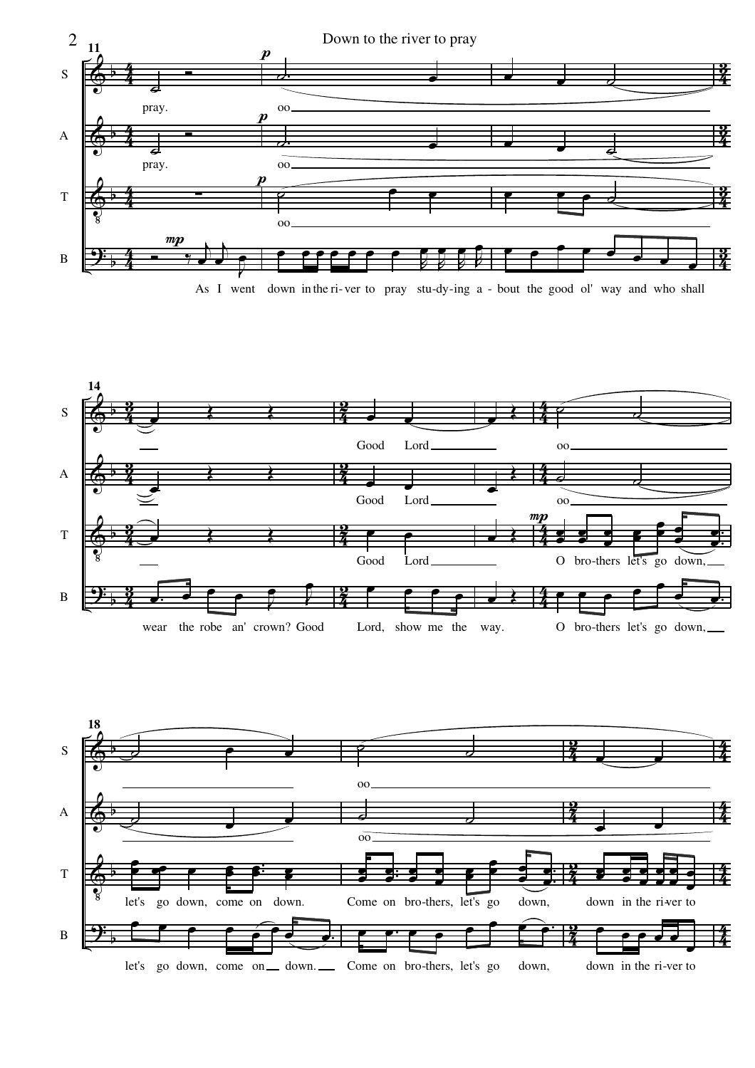**11**

S: pray. *p* oo

A: pray. *p* oo

T: *p* oo

B: *mp* As I went down in the ri-ver to pray stu-dy-ing a - bout the good ol' way and who shall

**14**

S: Good Lord oo

A: Good Lord oo

T: Good Lord *mp* O bro-thers let's go down,

B: wear the robe an' crown? Good Lord, show me the way. O bro-thers let's go down,

**18**

S: oo

A: oo

T: let's go down, come on down. Come on bro-thers, let's go down, down in the ri-ver to

B: let's go down, come on down. Come on bro-thers, let's go down, down in the ri-ver to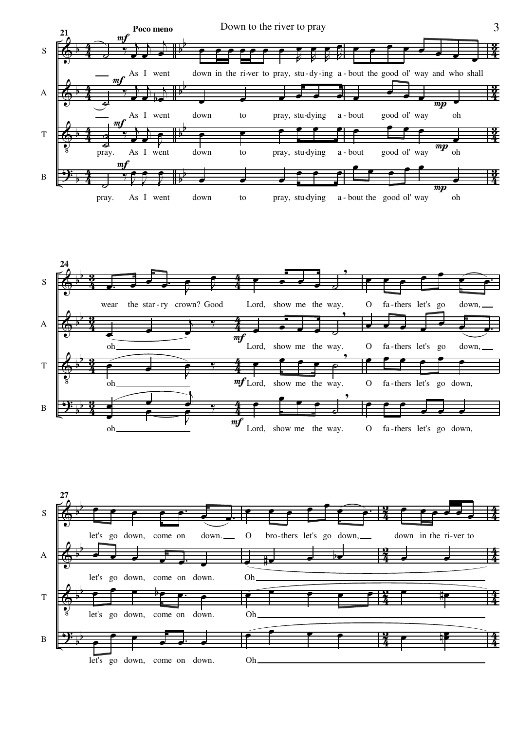**Poco meno**

**21**

S: As I went down in the ri-ver to pray, stu-dy-ing a-bout the good ol' way and who shall

A: As I went down to pray, stu-dying a-bout good ol' way oh

T: pray. As I went down to pray, stu-dying a-bout good ol' way oh

B: pray. As I went down to pray, stu-dying a-bout the good ol' way oh

**24**

S: wear the star-ry crown? Good Lord, show me the way. O fa-thers let's go down,

A: oh Lord, show me the way. O fa-thers let's go down,

T: oh Lord, show me the way. O fa-thers let's go down,

B: oh Lord, show me the way. O fa-thers let's go down,

**27**

S: let's go down, come on down. O bro-thers let's go down, down in the ri-ver to

A: let's go down, come on down. Oh

T: let's go down, come on down. Oh

B: let's go down, come on down. Oh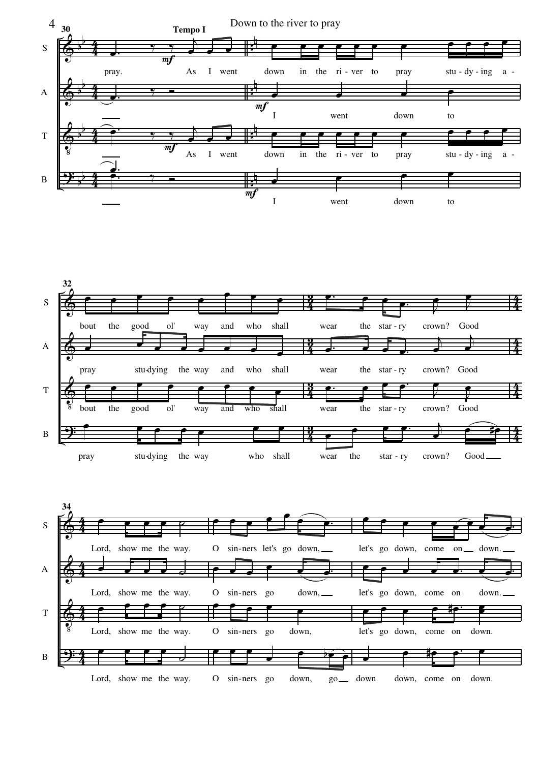**Tempo I**

**S:** pray. As I went down in the ri-ver to pray stu-dy-ing a-bout the good ol' way and who shall wear the star-ry crown? Good Lord, show me the way. O sin-ners let's go down, let's go down, come on down.

**A:** I went down to pray stu-dying the way and who shall wear the star-ry crown? Good Lord, show me the way. O sin-ners go down, let's go down, come on down.

**T:** As I went down in the ri-ver to pray stu-dy-ing a-bout the good ol' way and who shall wear the star-ry crown? Good Lord, show me the way. O sin-ners go down, let's go down, come on down.

**B:** I went down to pray stu-dying the way who shall wear the star-ry crown? Good Lord, show me the way. O sin-ners go down, go down down, come on down.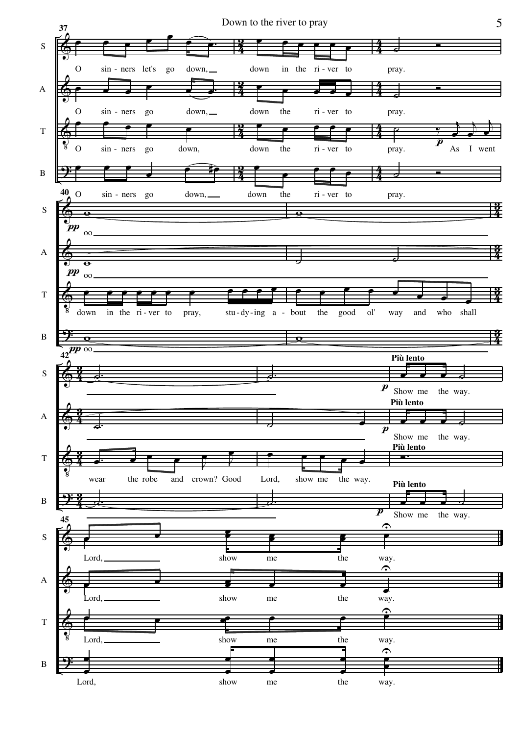37

S: O sin - ners let's go down, down in the ri - ver to pray.

A: O sin - ners go down, down the ri - ver to pray.

T: O sin - ners go down, down the ri - ver to pray. *p* As I went

B: O sin - ners go down, down the ri - ver to pray.

40

S: *pp* oo

A: *pp* oo

T: down in the ri - ver to pray, stu - dy - ing a - bout the good ol' way and who shall

B: *pp* oo

42

S: **Più lento** *p* Show me the way.

A: **Più lento** *p* Show me the way.

T: wear the robe and crown? Good Lord, show me the way. **Più lento**

B: **Più lento** *p* Show me the way.

45

S: Lord, show me the way.

A: Lord, show me the way.

T: Lord, show me the way.

B: Lord, show me the way.